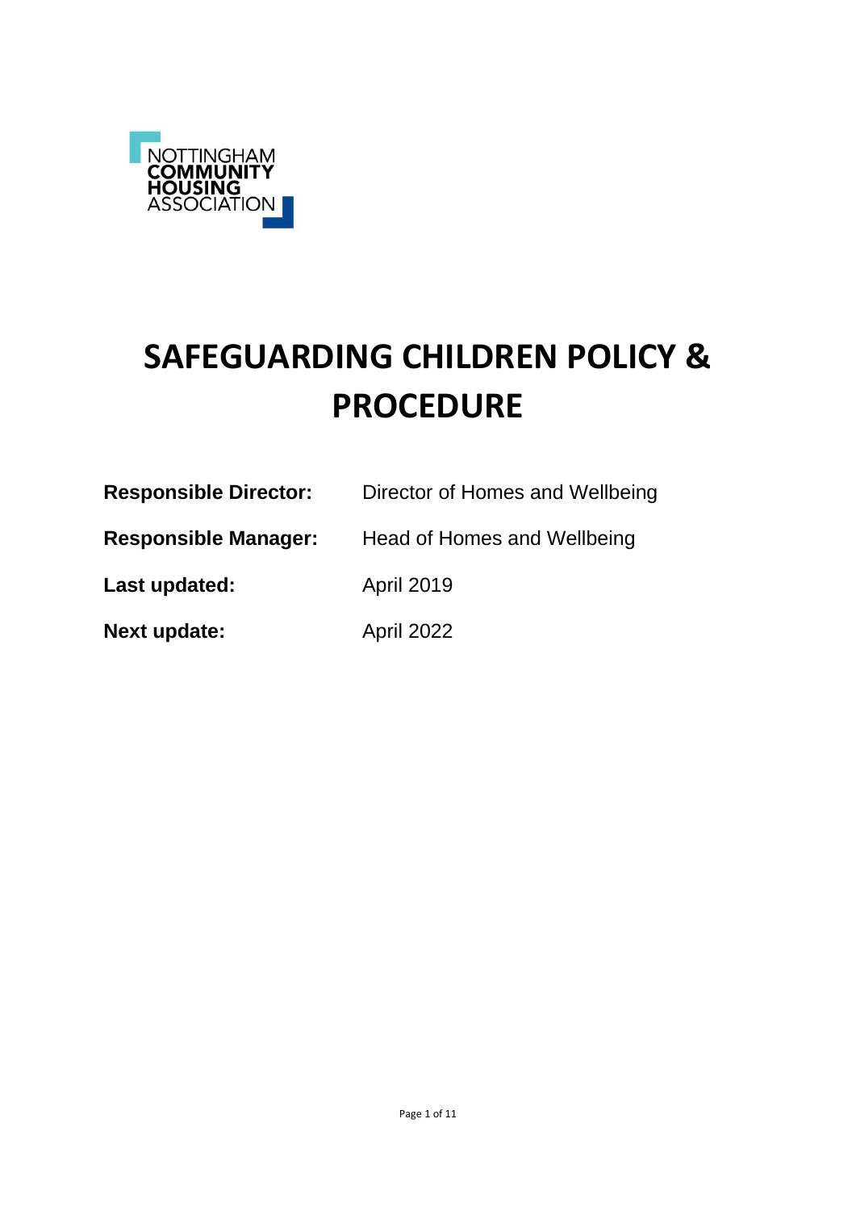NOTTINGHAM COMMUNITY HOUSING ASSOCIATION

# SAFEGUARDING CHILDREN POLICY & PROCEDURE

| | |
|---|---|
| **Responsible Director:** | Director of Homes and Wellbeing |
| **Responsible Manager:** | Head of Homes and Wellbeing |
| **Last updated:** | April 2019 |
| **Next update:** | April 2022 |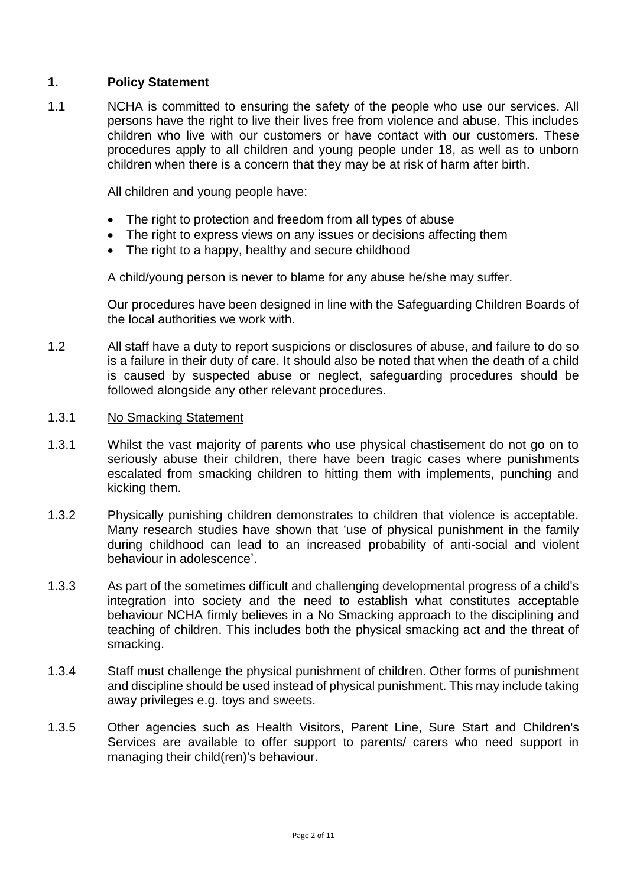## 1. Policy Statement

1.1 NCHA is committed to ensuring the safety of the people who use our services. All persons have the right to live their lives free from violence and abuse. This includes children who live with our customers or have contact with our customers. These procedures apply to all children and young people under 18, as well as to unborn children when there is a concern that they may be at risk of harm after birth.

All children and young people have:

- The right to protection and freedom from all types of abuse
- The right to express views on any issues or decisions affecting them
- The right to a happy, healthy and secure childhood

A child/young person is never to blame for any abuse he/she may suffer.

Our procedures have been designed in line with the Safeguarding Children Boards of the local authorities we work with.

1.2 All staff have a duty to report suspicions or disclosures of abuse, and failure to do so is a failure in their duty of care. It should also be noted that when the death of a child is caused by suspected abuse or neglect, safeguarding procedures should be followed alongside any other relevant procedures.

1.3.1 <u>No Smacking Statement</u>

1.3.1 Whilst the vast majority of parents who use physical chastisement do not go on to seriously abuse their children, there have been tragic cases where punishments escalated from smacking children to hitting them with implements, punching and kicking them.

1.3.2 Physically punishing children demonstrates to children that violence is acceptable. Many research studies have shown that 'use of physical punishment in the family during childhood can lead to an increased probability of anti-social and violent behaviour in adolescence'.

1.3.3 As part of the sometimes difficult and challenging developmental progress of a child's integration into society and the need to establish what constitutes acceptable behaviour NCHA firmly believes in a No Smacking approach to the disciplining and teaching of children. This includes both the physical smacking act and the threat of smacking.

1.3.4 Staff must challenge the physical punishment of children. Other forms of punishment and discipline should be used instead of physical punishment. This may include taking away privileges e.g. toys and sweets.

1.3.5 Other agencies such as Health Visitors, Parent Line, Sure Start and Children's Services are available to offer support to parents/ carers who need support in managing their child(ren)'s behaviour.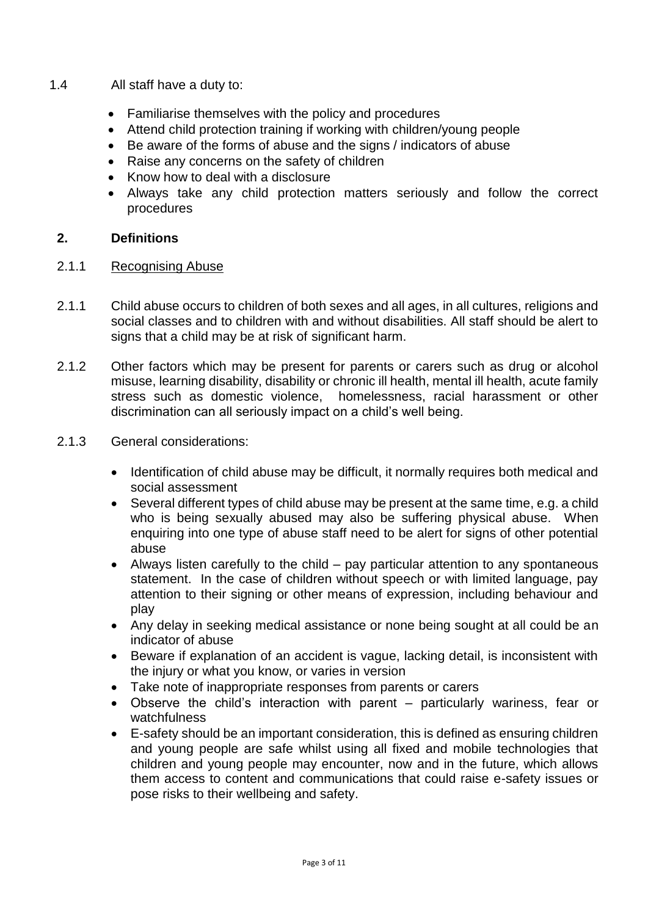1.4 All staff have a duty to:

- Familiarise themselves with the policy and procedures
- Attend child protection training if working with children/young people
- Be aware of the forms of abuse and the signs / indicators of abuse
- Raise any concerns on the safety of children
- Know how to deal with a disclosure
- Always take any child protection matters seriously and follow the correct procedures

## 2. Definitions

2.1.1 <u>Recognising Abuse</u>

2.1.1 Child abuse occurs to children of both sexes and all ages, in all cultures, religions and social classes and to children with and without disabilities. All staff should be alert to signs that a child may be at risk of significant harm.

2.1.2 Other factors which may be present for parents or carers such as drug or alcohol misuse, learning disability, disability or chronic ill health, mental ill health, acute family stress such as domestic violence, homelessness, racial harassment or other discrimination can all seriously impact on a child's well being.

2.1.3 General considerations:

- Identification of child abuse may be difficult, it normally requires both medical and social assessment
- Several different types of child abuse may be present at the same time, e.g. a child who is being sexually abused may also be suffering physical abuse. When enquiring into one type of abuse staff need to be alert for signs of other potential abuse
- Always listen carefully to the child – pay particular attention to any spontaneous statement. In the case of children without speech or with limited language, pay attention to their signing or other means of expression, including behaviour and play
- Any delay in seeking medical assistance or none being sought at all could be an indicator of abuse
- Beware if explanation of an accident is vague, lacking detail, is inconsistent with the injury or what you know, or varies in version
- Take note of inappropriate responses from parents or carers
- Observe the child's interaction with parent – particularly wariness, fear or watchfulness
- E-safety should be an important consideration, this is defined as ensuring children and young people are safe whilst using all fixed and mobile technologies that children and young people may encounter, now and in the future, which allows them access to content and communications that could raise e-safety issues or pose risks to their wellbeing and safety.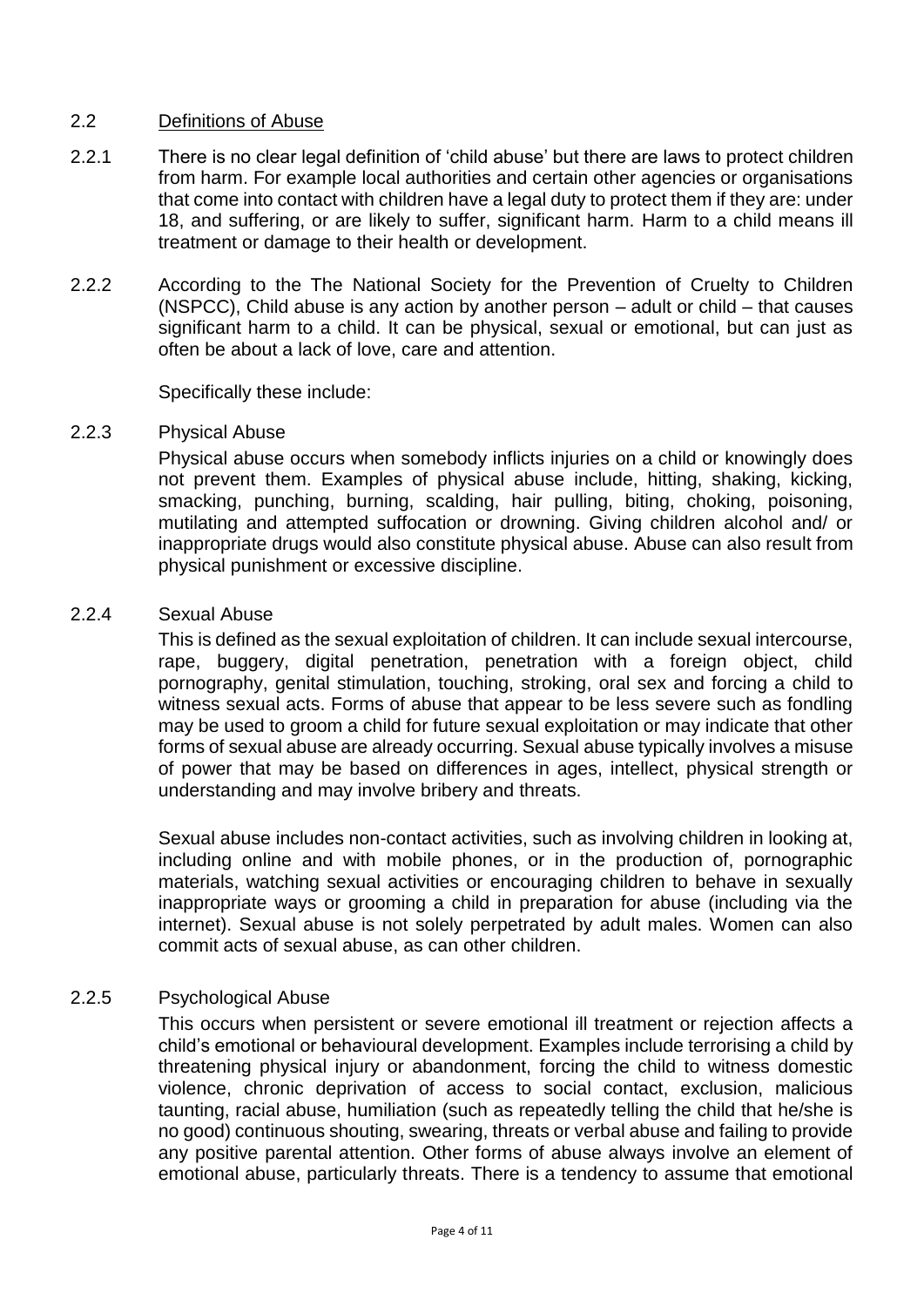## 2.2 Definitions of Abuse

2.2.1 There is no clear legal definition of 'child abuse' but there are laws to protect children from harm. For example local authorities and certain other agencies or organisations that come into contact with children have a legal duty to protect them if they are: under 18, and suffering, or are likely to suffer, significant harm. Harm to a child means ill treatment or damage to their health or development.

2.2.2 According to the The National Society for the Prevention of Cruelty to Children (NSPCC), Child abuse is any action by another person – adult or child – that causes significant harm to a child. It can be physical, sexual or emotional, but can just as often be about a lack of love, care and attention.

Specifically these include:

### 2.2.3 Physical Abuse

Physical abuse occurs when somebody inflicts injuries on a child or knowingly does not prevent them. Examples of physical abuse include, hitting, shaking, kicking, smacking, punching, burning, scalding, hair pulling, biting, choking, poisoning, mutilating and attempted suffocation or drowning. Giving children alcohol and/ or inappropriate drugs would also constitute physical abuse. Abuse can also result from physical punishment or excessive discipline.

### 2.2.4 Sexual Abuse

This is defined as the sexual exploitation of children. It can include sexual intercourse, rape, buggery, digital penetration, penetration with a foreign object, child pornography, genital stimulation, touching, stroking, oral sex and forcing a child to witness sexual acts. Forms of abuse that appear to be less severe such as fondling may be used to groom a child for future sexual exploitation or may indicate that other forms of sexual abuse are already occurring. Sexual abuse typically involves a misuse of power that may be based on differences in ages, intellect, physical strength or understanding and may involve bribery and threats.

Sexual abuse includes non-contact activities, such as involving children in looking at, including online and with mobile phones, or in the production of, pornographic materials, watching sexual activities or encouraging children to behave in sexually inappropriate ways or grooming a child in preparation for abuse (including via the internet). Sexual abuse is not solely perpetrated by adult males. Women can also commit acts of sexual abuse, as can other children.

### 2.2.5 Psychological Abuse

This occurs when persistent or severe emotional ill treatment or rejection affects a child's emotional or behavioural development. Examples include terrorising a child by threatening physical injury or abandonment, forcing the child to witness domestic violence, chronic deprivation of access to social contact, exclusion, malicious taunting, racial abuse, humiliation (such as repeatedly telling the child that he/she is no good) continuous shouting, swearing, threats or verbal abuse and failing to provide any positive parental attention. Other forms of abuse always involve an element of emotional abuse, particularly threats. There is a tendency to assume that emotional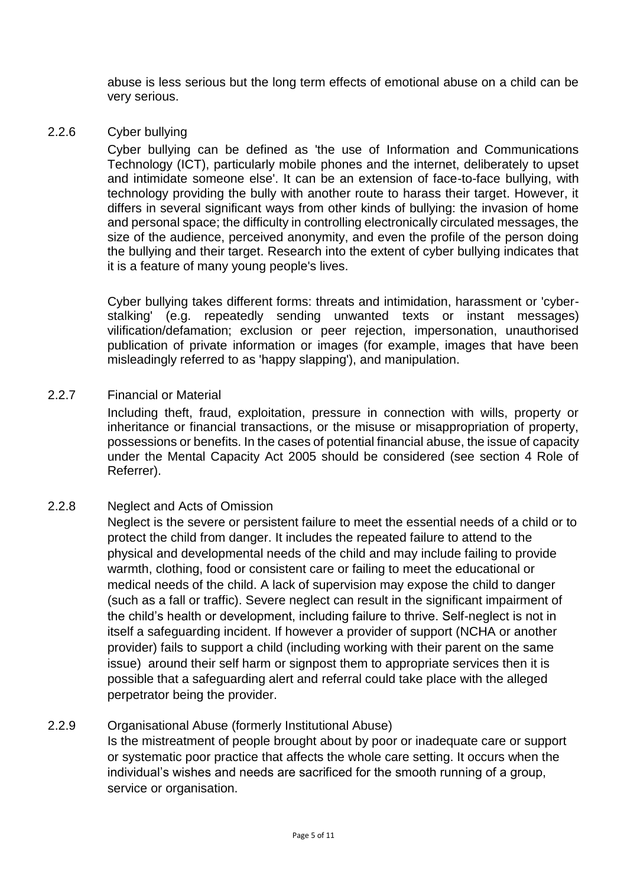abuse is less serious but the long term effects of emotional abuse on a child can be very serious.

### 2.2.6 Cyber bullying

Cyber bullying can be defined as 'the use of Information and Communications Technology (ICT), particularly mobile phones and the internet, deliberately to upset and intimidate someone else'. It can be an extension of face-to-face bullying, with technology providing the bully with another route to harass their target. However, it differs in several significant ways from other kinds of bullying: the invasion of home and personal space; the difficulty in controlling electronically circulated messages, the size of the audience, perceived anonymity, and even the profile of the person doing the bullying and their target. Research into the extent of cyber bullying indicates that it is a feature of many young people's lives.

Cyber bullying takes different forms: threats and intimidation, harassment or 'cyber-stalking' (e.g. repeatedly sending unwanted texts or instant messages) vilification/defamation; exclusion or peer rejection, impersonation, unauthorised publication of private information or images (for example, images that have been misleadingly referred to as 'happy slapping'), and manipulation.

### 2.2.7 Financial or Material

Including theft, fraud, exploitation, pressure in connection with wills, property or inheritance or financial transactions, or the misuse or misappropriation of property, possessions or benefits. In the cases of potential financial abuse, the issue of capacity under the Mental Capacity Act 2005 should be considered (see section 4 Role of Referrer).

### 2.2.8 Neglect and Acts of Omission

Neglect is the severe or persistent failure to meet the essential needs of a child or to protect the child from danger. It includes the repeated failure to attend to the physical and developmental needs of the child and may include failing to provide warmth, clothing, food or consistent care or failing to meet the educational or medical needs of the child. A lack of supervision may expose the child to danger (such as a fall or traffic). Severe neglect can result in the significant impairment of the child's health or development, including failure to thrive. Self-neglect is not in itself a safeguarding incident. If however a provider of support (NCHA or another provider) fails to support a child (including working with their parent on the same issue) around their self harm or signpost them to appropriate services then it is possible that a safeguarding alert and referral could take place with the alleged perpetrator being the provider.

### 2.2.9 Organisational Abuse (formerly Institutional Abuse)

Is the mistreatment of people brought about by poor or inadequate care or support or systematic poor practice that affects the whole care setting. It occurs when the individual's wishes and needs are sacrificed for the smooth running of a group, service or organisation.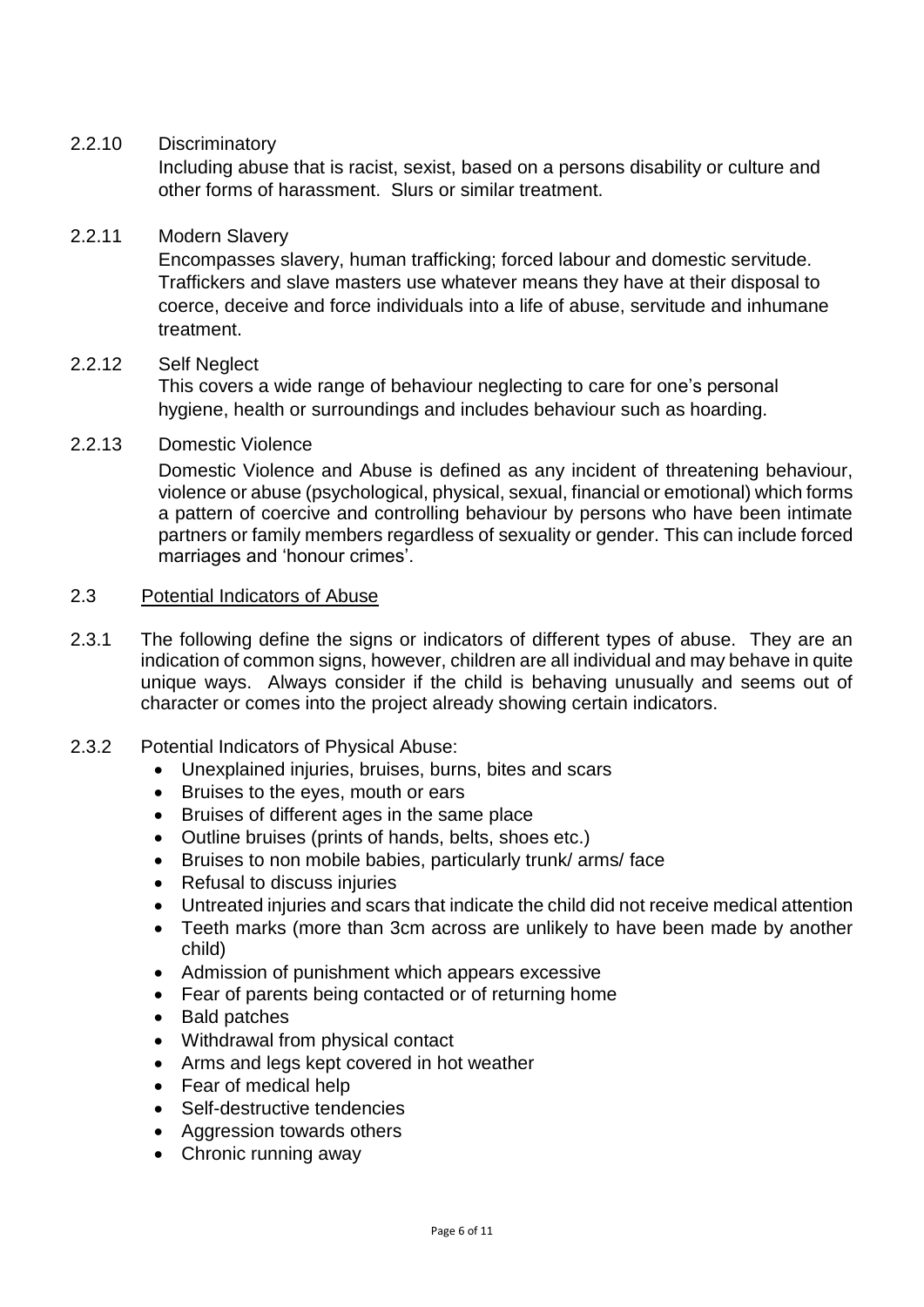### 2.2.10 Discriminatory

Including abuse that is racist, sexist, based on a persons disability or culture and other forms of harassment. Slurs or similar treatment.

### 2.2.11 Modern Slavery

Encompasses slavery, human trafficking; forced labour and domestic servitude. Traffickers and slave masters use whatever means they have at their disposal to coerce, deceive and force individuals into a life of abuse, servitude and inhumane treatment.

### 2.2.12 Self Neglect

This covers a wide range of behaviour neglecting to care for one's personal hygiene, health or surroundings and includes behaviour such as hoarding.

### 2.2.13 Domestic Violence

Domestic Violence and Abuse is defined as any incident of threatening behaviour, violence or abuse (psychological, physical, sexual, financial or emotional) which forms a pattern of coercive and controlling behaviour by persons who have been intimate partners or family members regardless of sexuality or gender. This can include forced marriages and 'honour crimes'.

## 2.3 Potential Indicators of Abuse

2.3.1 The following define the signs or indicators of different types of abuse. They are an indication of common signs, however, children are all individual and may behave in quite unique ways. Always consider if the child is behaving unusually and seems out of character or comes into the project already showing certain indicators.

2.3.2 Potential Indicators of Physical Abuse:

- Unexplained injuries, bruises, burns, bites and scars
- Bruises to the eyes, mouth or ears
- Bruises of different ages in the same place
- Outline bruises (prints of hands, belts, shoes etc.)
- Bruises to non mobile babies, particularly trunk/ arms/ face
- Refusal to discuss injuries
- Untreated injuries and scars that indicate the child did not receive medical attention
- Teeth marks (more than 3cm across are unlikely to have been made by another child)
- Admission of punishment which appears excessive
- Fear of parents being contacted or of returning home
- Bald patches
- Withdrawal from physical contact
- Arms and legs kept covered in hot weather
- Fear of medical help
- Self-destructive tendencies
- Aggression towards others
- Chronic running away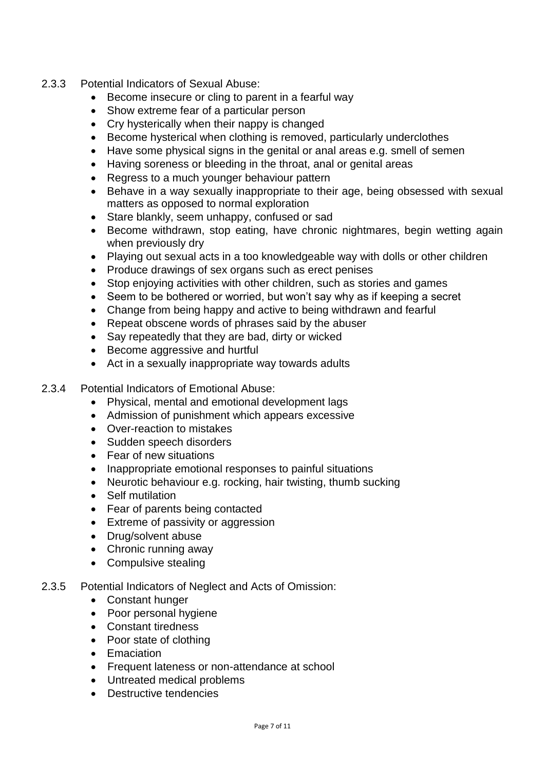2.3.3 Potential Indicators of Sexual Abuse:

- Become insecure or cling to parent in a fearful way
- Show extreme fear of a particular person
- Cry hysterically when their nappy is changed
- Become hysterical when clothing is removed, particularly underclothes
- Have some physical signs in the genital or anal areas e.g. smell of semen
- Having soreness or bleeding in the throat, anal or genital areas
- Regress to a much younger behaviour pattern
- Behave in a way sexually inappropriate to their age, being obsessed with sexual matters as opposed to normal exploration
- Stare blankly, seem unhappy, confused or sad
- Become withdrawn, stop eating, have chronic nightmares, begin wetting again when previously dry
- Playing out sexual acts in a too knowledgeable way with dolls or other children
- Produce drawings of sex organs such as erect penises
- Stop enjoying activities with other children, such as stories and games
- Seem to be bothered or worried, but won't say why as if keeping a secret
- Change from being happy and active to being withdrawn and fearful
- Repeat obscene words of phrases said by the abuser
- Say repeatedly that they are bad, dirty or wicked
- Become aggressive and hurtful
- Act in a sexually inappropriate way towards adults

2.3.4 Potential Indicators of Emotional Abuse:

- Physical, mental and emotional development lags
- Admission of punishment which appears excessive
- Over-reaction to mistakes
- Sudden speech disorders
- Fear of new situations
- Inappropriate emotional responses to painful situations
- Neurotic behaviour e.g. rocking, hair twisting, thumb sucking
- Self mutilation
- Fear of parents being contacted
- Extreme of passivity or aggression
- Drug/solvent abuse
- Chronic running away
- Compulsive stealing

2.3.5 Potential Indicators of Neglect and Acts of Omission:

- Constant hunger
- Poor personal hygiene
- Constant tiredness
- Poor state of clothing
- Emaciation
- Frequent lateness or non-attendance at school
- Untreated medical problems
- Destructive tendencies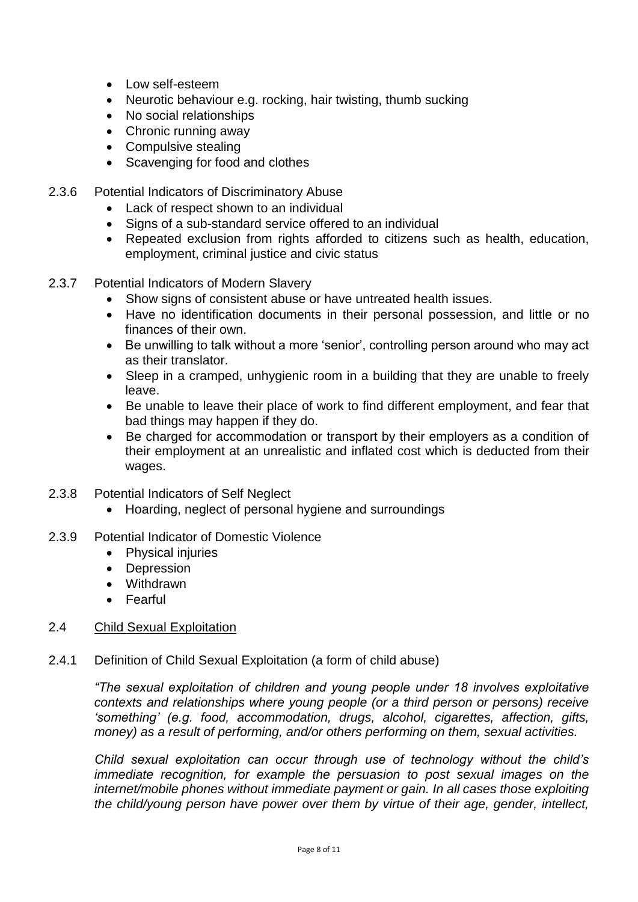- Low self-esteem
- Neurotic behaviour e.g. rocking, hair twisting, thumb sucking
- No social relationships
- Chronic running away
- Compulsive stealing
- Scavenging for food and clothes

2.3.6 Potential Indicators of Discriminatory Abuse

- Lack of respect shown to an individual
- Signs of a sub-standard service offered to an individual
- Repeated exclusion from rights afforded to citizens such as health, education, employment, criminal justice and civic status

2.3.7 Potential Indicators of Modern Slavery

- Show signs of consistent abuse or have untreated health issues.
- Have no identification documents in their personal possession, and little or no finances of their own.
- Be unwilling to talk without a more 'senior', controlling person around who may act as their translator.
- Sleep in a cramped, unhygienic room in a building that they are unable to freely leave.
- Be unable to leave their place of work to find different employment, and fear that bad things may happen if they do.
- Be charged for accommodation or transport by their employers as a condition of their employment at an unrealistic and inflated cost which is deducted from their wages.

2.3.8 Potential Indicators of Self Neglect

- Hoarding, neglect of personal hygiene and surroundings

2.3.9 Potential Indicator of Domestic Violence

- Physical injuries
- Depression
- Withdrawn
- Fearful

2.4 <u>Child Sexual Exploitation</u>

2.4.1 Definition of Child Sexual Exploitation (a form of child abuse)

*"The sexual exploitation of children and young people under 18 involves exploitative contexts and relationships where young people (or a third person or persons) receive 'something' (e.g. food, accommodation, drugs, alcohol, cigarettes, affection, gifts, money) as a result of performing, and/or others performing on them, sexual activities.*

*Child sexual exploitation can occur through use of technology without the child's immediate recognition, for example the persuasion to post sexual images on the internet/mobile phones without immediate payment or gain. In all cases those exploiting the child/young person have power over them by virtue of their age, gender, intellect,*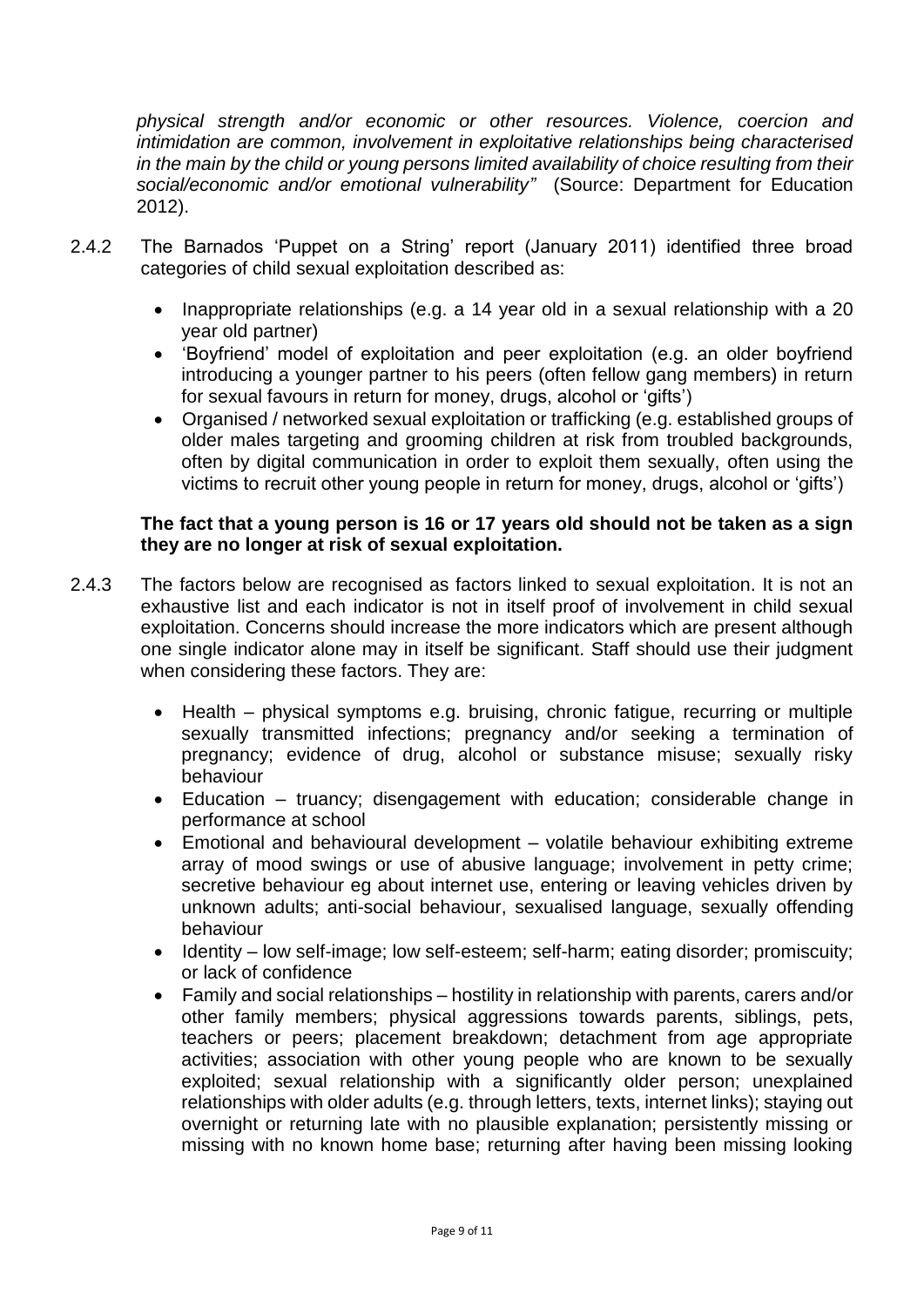*physical strength and/or economic or other resources. Violence, coercion and intimidation are common, involvement in exploitative relationships being characterised in the main by the child or young persons limited availability of choice resulting from their social/economic and/or emotional vulnerability"* (Source: Department for Education 2012).

2.4.2 The Barnados 'Puppet on a String' report (January 2011) identified three broad categories of child sexual exploitation described as:

- Inappropriate relationships (e.g. a 14 year old in a sexual relationship with a 20 year old partner)
- 'Boyfriend' model of exploitation and peer exploitation (e.g. an older boyfriend introducing a younger partner to his peers (often fellow gang members) in return for sexual favours in return for money, drugs, alcohol or 'gifts')
- Organised / networked sexual exploitation or trafficking (e.g. established groups of older males targeting and grooming children at risk from troubled backgrounds, often by digital communication in order to exploit them sexually, often using the victims to recruit other young people in return for money, drugs, alcohol or 'gifts')

**The fact that a young person is 16 or 17 years old should not be taken as a sign they are no longer at risk of sexual exploitation.**

2.4.3 The factors below are recognised as factors linked to sexual exploitation. It is not an exhaustive list and each indicator is not in itself proof of involvement in child sexual exploitation. Concerns should increase the more indicators which are present although one single indicator alone may in itself be significant. Staff should use their judgment when considering these factors. They are:

- Health – physical symptoms e.g. bruising, chronic fatigue, recurring or multiple sexually transmitted infections; pregnancy and/or seeking a termination of pregnancy; evidence of drug, alcohol or substance misuse; sexually risky behaviour
- Education – truancy; disengagement with education; considerable change in performance at school
- Emotional and behavioural development – volatile behaviour exhibiting extreme array of mood swings or use of abusive language; involvement in petty crime; secretive behaviour eg about internet use, entering or leaving vehicles driven by unknown adults; anti-social behaviour, sexualised language, sexually offending behaviour
- Identity – low self-image; low self-esteem; self-harm; eating disorder; promiscuity; or lack of confidence
- Family and social relationships – hostility in relationship with parents, carers and/or other family members; physical aggressions towards parents, siblings, pets, teachers or peers; placement breakdown; detachment from age appropriate activities; association with other young people who are known to be sexually exploited; sexual relationship with a significantly older person; unexplained relationships with older adults (e.g. through letters, texts, internet links); staying out overnight or returning late with no plausible explanation; persistently missing or missing with no known home base; returning after having been missing looking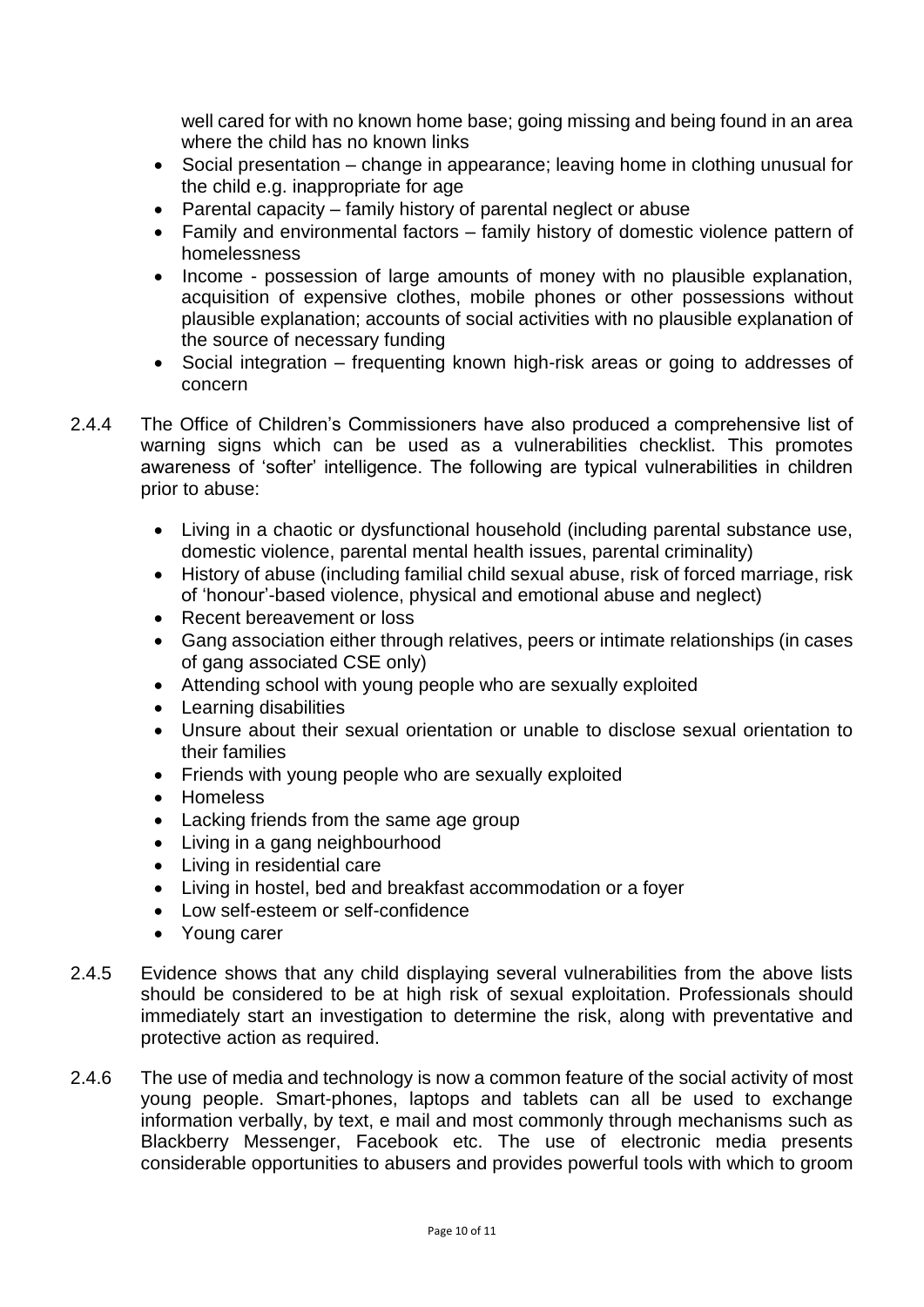well cared for with no known home base; going missing and being found in an area where the child has no known links

- Social presentation – change in appearance; leaving home in clothing unusual for the child e.g. inappropriate for age
- Parental capacity – family history of parental neglect or abuse
- Family and environmental factors – family history of domestic violence pattern of homelessness
- Income - possession of large amounts of money with no plausible explanation, acquisition of expensive clothes, mobile phones or other possessions without plausible explanation; accounts of social activities with no plausible explanation of the source of necessary funding
- Social integration – frequenting known high-risk areas or going to addresses of concern

2.4.4 The Office of Children's Commissioners have also produced a comprehensive list of warning signs which can be used as a vulnerabilities checklist. This promotes awareness of 'softer' intelligence. The following are typical vulnerabilities in children prior to abuse:

- Living in a chaotic or dysfunctional household (including parental substance use, domestic violence, parental mental health issues, parental criminality)
- History of abuse (including familial child sexual abuse, risk of forced marriage, risk of 'honour'-based violence, physical and emotional abuse and neglect)
- Recent bereavement or loss
- Gang association either through relatives, peers or intimate relationships (in cases of gang associated CSE only)
- Attending school with young people who are sexually exploited
- Learning disabilities
- Unsure about their sexual orientation or unable to disclose sexual orientation to their families
- Friends with young people who are sexually exploited
- Homeless
- Lacking friends from the same age group
- Living in a gang neighbourhood
- Living in residential care
- Living in hostel, bed and breakfast accommodation or a foyer
- Low self-esteem or self-confidence
- Young carer

2.4.5 Evidence shows that any child displaying several vulnerabilities from the above lists should be considered to be at high risk of sexual exploitation. Professionals should immediately start an investigation to determine the risk, along with preventative and protective action as required.

2.4.6 The use of media and technology is now a common feature of the social activity of most young people. Smart-phones, laptops and tablets can all be used to exchange information verbally, by text, e mail and most commonly through mechanisms such as Blackberry Messenger, Facebook etc. The use of electronic media presents considerable opportunities to abusers and provides powerful tools with which to groom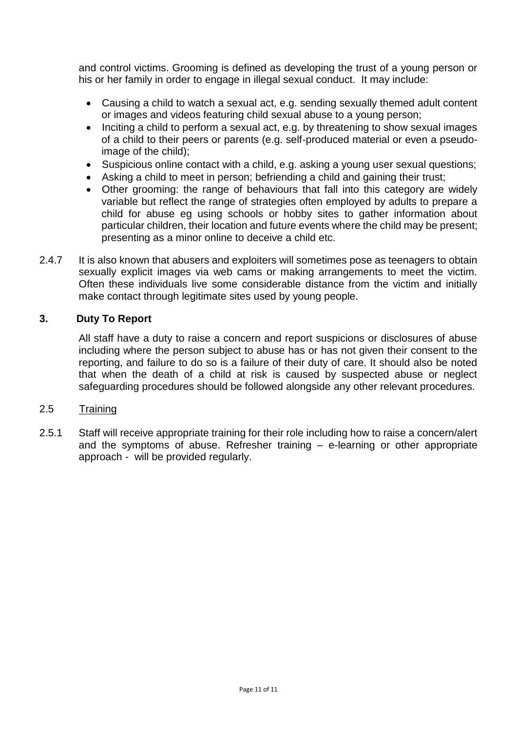and control victims. Grooming is defined as developing the trust of a young person or his or her family in order to engage in illegal sexual conduct. It may include:

- Causing a child to watch a sexual act, e.g. sending sexually themed adult content or images and videos featuring child sexual abuse to a young person;
- Inciting a child to perform a sexual act, e.g. by threatening to show sexual images of a child to their peers or parents (e.g. self-produced material or even a pseudo-image of the child);
- Suspicious online contact with a child, e.g. asking a young user sexual questions;
- Asking a child to meet in person; befriending a child and gaining their trust;
- Other grooming: the range of behaviours that fall into this category are widely variable but reflect the range of strategies often employed by adults to prepare a child for abuse eg using schools or hobby sites to gather information about particular children, their location and future events where the child may be present; presenting as a minor online to deceive a child etc.

2.4.7 It is also known that abusers and exploiters will sometimes pose as teenagers to obtain sexually explicit images via web cams or making arrangements to meet the victim. Often these individuals live some considerable distance from the victim and initially make contact through legitimate sites used by young people.

## 3. Duty To Report

All staff have a duty to raise a concern and report suspicions or disclosures of abuse including where the person subject to abuse has or has not given their consent to the reporting, and failure to do so is a failure of their duty of care. It should also be noted that when the death of a child at risk is caused by suspected abuse or neglect safeguarding procedures should be followed alongside any other relevant procedures.

2.5 Training

2.5.1 Staff will receive appropriate training for their role including how to raise a concern/alert and the symptoms of abuse. Refresher training – e-learning or other appropriate approach - will be provided regularly.